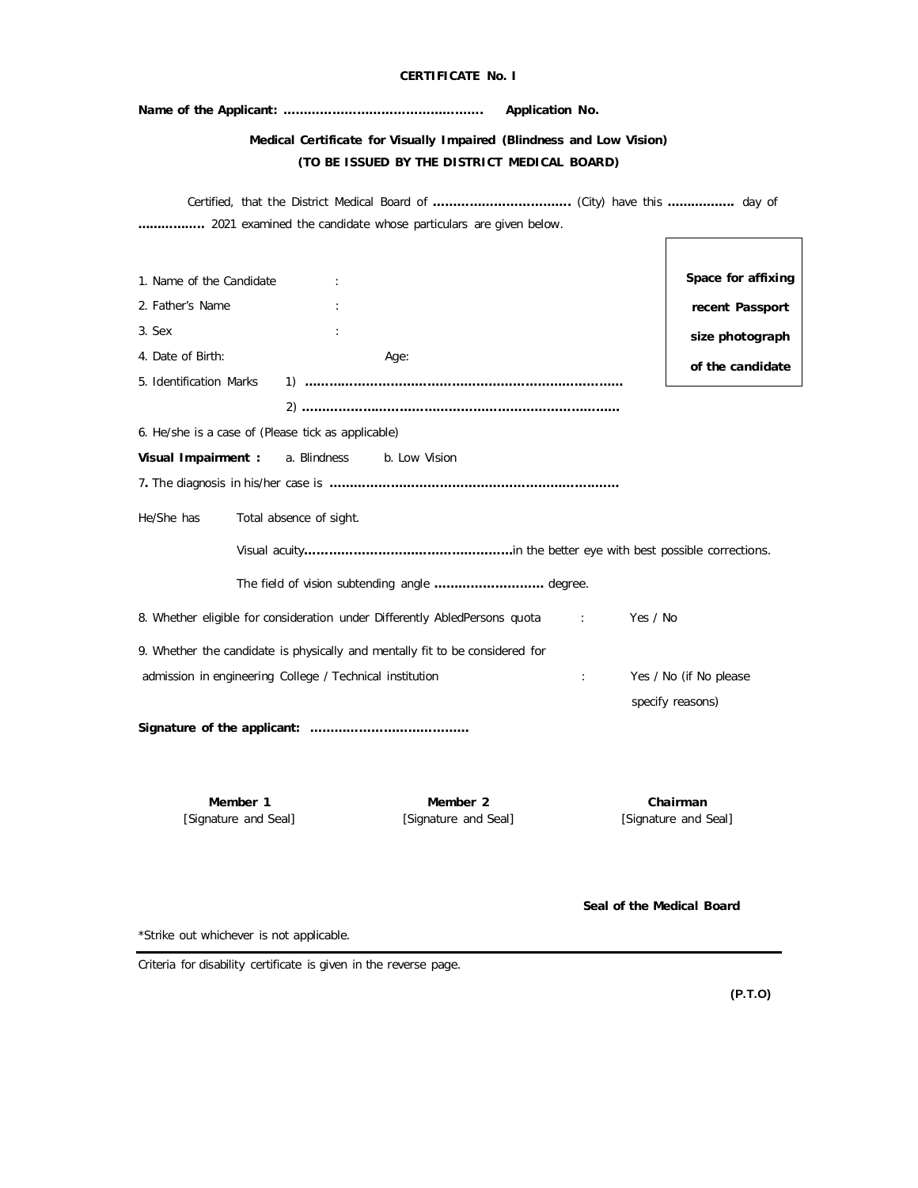**CERTIFICATE No. I**

**Name of the Applicant: ……………………………………….** **Application No.**

**Medical Certificate for Visually Impaired (Blindness and Low Vision)**
**(TO BE ISSUED BY THE DISTRICT MEDICAL BOARD)**

Certified, that the District Medical Board of **……………………………** (City) have this **…………….** day of **…………….** 2021 examined the candidate whose particulars are given below.

**Space for affixing recent Passport size photograph of the candidate**

1. Name of the Candidate :
2. Father's Name :
3. Sex :
4. Date of Birth: Age:
5. Identification Marks 1) **……………………………………………………………………**
   2) **……………………………………………………………………**
6. He/she is a case of (Please tick as applicable)

**Visual Impairment :** a. Blindness b. Low Vision

7. The diagnosis in his/her case is **……………………………………………………………**

He/She has Total absence of sight.

Visual acuity**……………………………………………**in the better eye with best possible corrections.

The field of vision subtending angle **………………………** degree.

8. Whether eligible for consideration under Differently AbledPersons quota : Yes / No
9. Whether the candidate is physically and mentally fit to be considered for admission in engineering College / Technical institution : Yes / No (if No please specify reasons)

**Signature of the applicant: …………………………………**

| **Member 1** | **Member 2** | **Chairman** |
|---|---|---|
| [Signature and Seal] | [Signature and Seal] | [Signature and Seal] |

**Seal of the Medical Board**

*Strike out whichever is not applicable.

Criteria for disability certificate is given in the reverse page.

**(P.T.O)**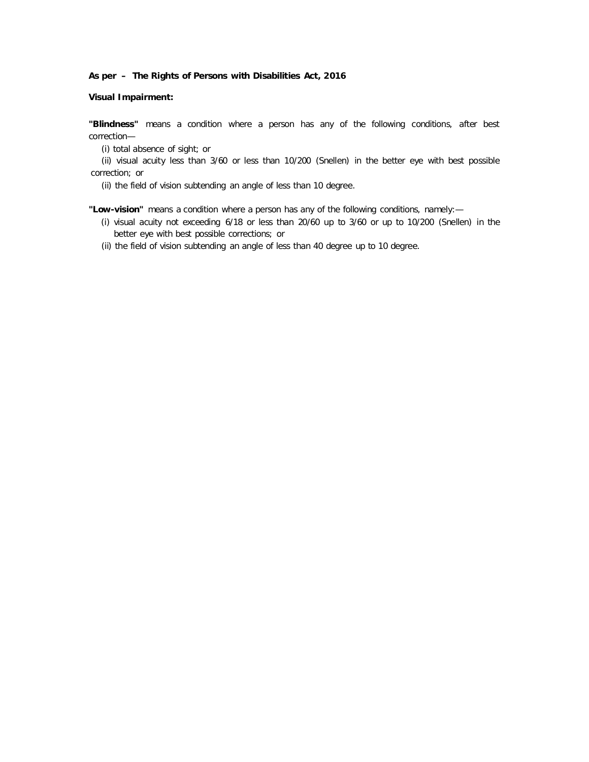**As per – The Rights of Persons with Disabilities Act, 2016**

**Visual Impairment:**

**"Blindness"** means a condition where a person has any of the following conditions, after best correction—

(i) total absence of sight; or

(ii) visual acuity less than 3/60 or less than 10/200 (Snellen) in the better eye with best possible correction; or

(ii) the field of vision subtending an angle of less than 10 degree.

**"Low-vision"** means a condition where a person has any of the following conditions, namely:—

(i) visual acuity not exceeding 6/18 or less than 20/60 up to 3/60 or up to 10/200 (Snellen) in the better eye with best possible corrections; or

(ii) the field of vision subtending an angle of less than 40 degree up to 10 degree.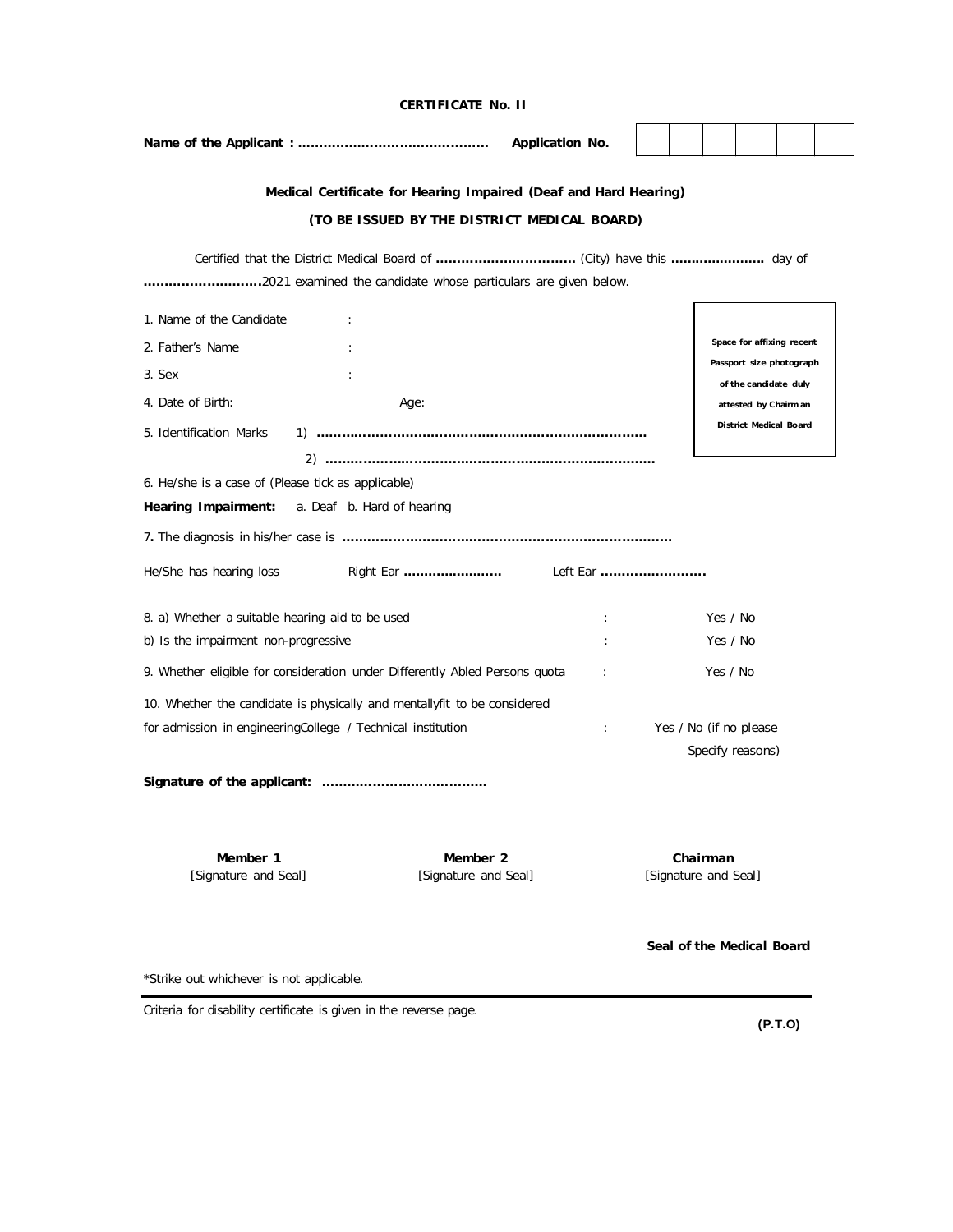**CERTIFICATE No. II**

**Name of the Applicant : ............................................** **Application No.** | | | | | | |

**Medical Certificate for Hearing Impaired (Deaf and Hard Hearing)**

**(TO BE ISSUED BY THE DISTRICT MEDICAL BOARD)**

Certified that the District Medical Board of **................................** (City) have this **......................** day of **............................**2021 examined the candidate whose particulars are given below.

1. Name of the Candidate :
2. Father's Name :
3. Sex :
4. Date of Birth: Age:
5. Identification Marks 1) **..........................................................................**

   2) **..........................................................................**

Space for affixing recent Passport size photograph of the candidate duly attested by Chairman District Medical Board

6. He/she is a case of (Please tick as applicable)

**Hearing Impairment:** a. Deaf b. Hard of hearing

7**.** The diagnosis in his/her case is **............................................................................**

He/She has hearing loss Right Ear **........................** Left Ear **.........................**

8. a) Whether a suitable hearing aid to be used : Yes / No

b) Is the impairment non-progressive : Yes / No

9. Whether eligible for consideration under Differently Abled Persons quota : Yes / No

10. Whether the candidate is physically and mentallyfit to be considered for admission in engineeringCollege / Technical institution : Yes / No (if no please Specify reasons)

**Signature of the applicant: .......................................**

| **Member 1** | **Member 2** | **Chairman** |
|---|---|---|
| [Signature and Seal] | [Signature and Seal] | [Signature and Seal] |

**Seal of the Medical Board**

*Strike out whichever is not applicable.

Criteria for disability certificate is given in the reverse page.

**(P.T.O)**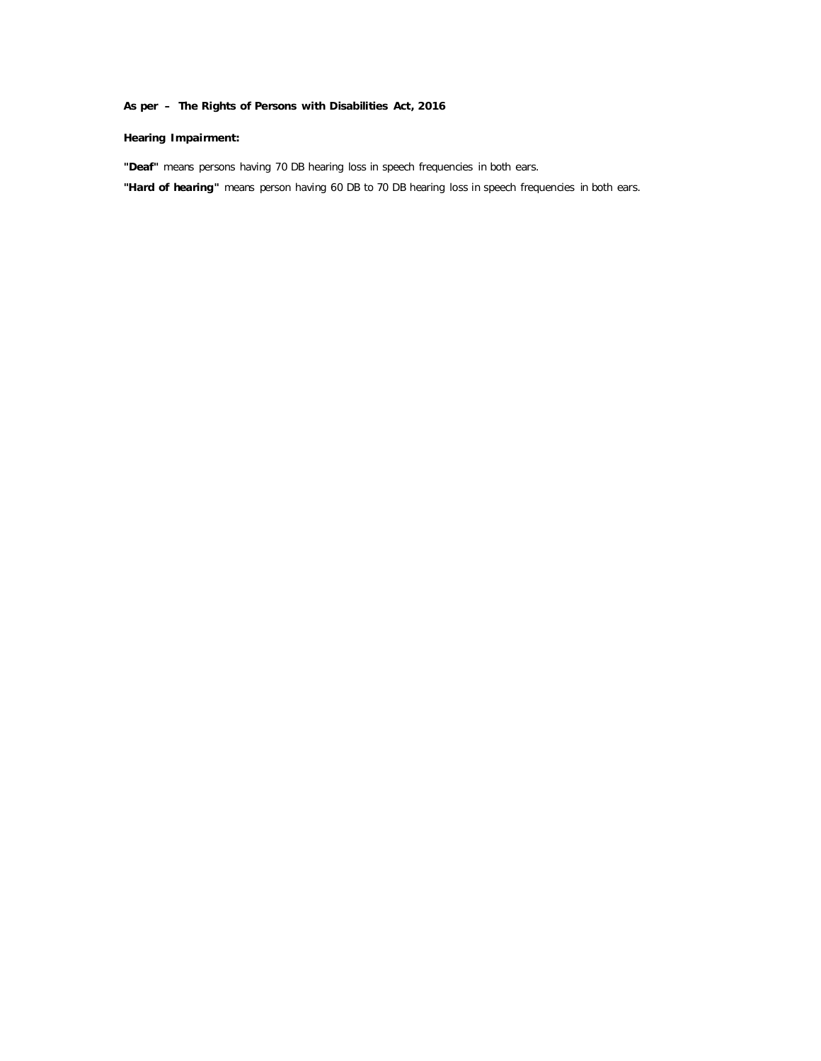**As per – The Rights of Persons with Disabilities Act, 2016**

**Hearing Impairment:**

**"Deaf"** means persons having 70 DB hearing loss in speech frequencies in both ears.

**"Hard of hearing"** means person having 60 DB to 70 DB hearing loss in speech frequencies in both ears.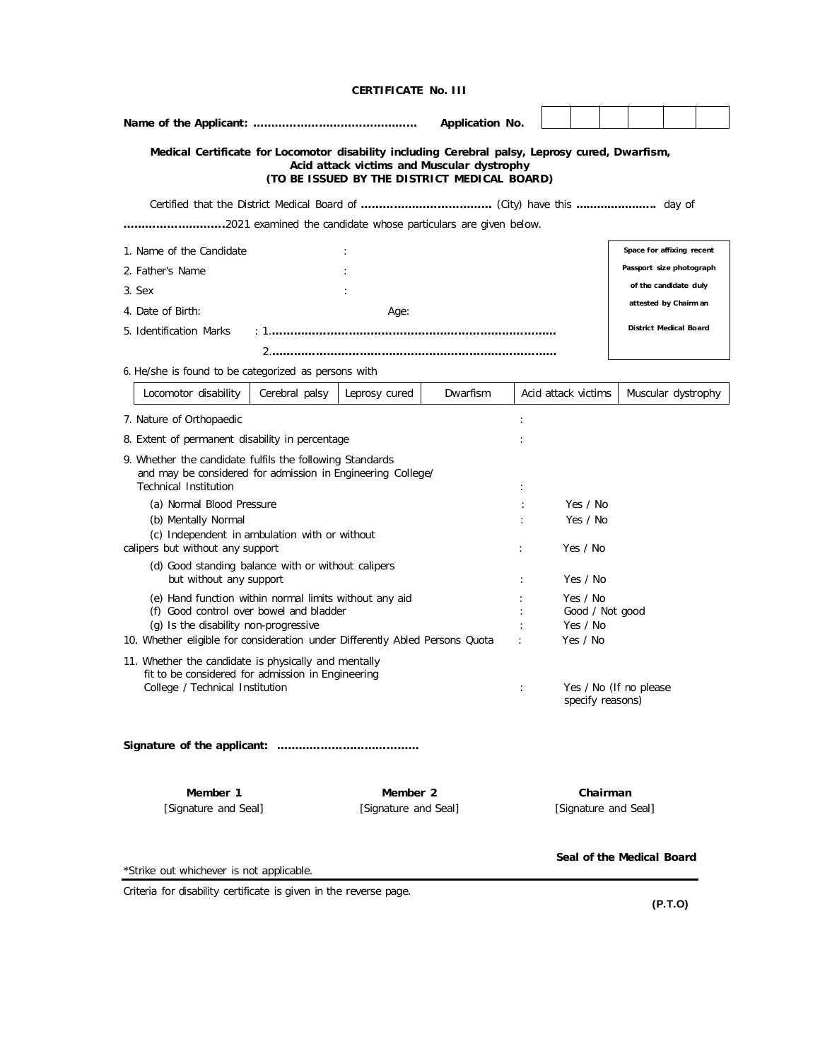# CERTIFICATE No. III

**Name of the Applicant: ..............................................** **Application No.** | | | | | | |

**Medical Certificate for Locomotor disability including Cerebral palsy, Leprosy cured, Dwarfism, Acid attack victims and Muscular dystrophy**
**(TO BE ISSUED BY THE DISTRICT MEDICAL BOARD)**

Certified that the District Medical Board of **....................................** (City) have this **......................** day of **............................**2021 examined the candidate whose particulars are given below.

1. Name of the Candidate :
2. Father's Name :
3. Sex :
4. Date of Birth: Age:
5. Identification Marks : 1.............................................................................
   2.............................................................................

**Space for affixing recent Passport size photograph of the candidate duly attested by Chairman District Medical Board**

6. He/she is found to be categorized as persons with

| Locomotor disability | Cerebral palsy | Leprosy cured | Dwarfism | Acid attack victims | Muscular dystrophy |
|---|---|---|---|---|---|

7. Nature of Orthopaedic :

8. Extent of permanent disability in percentage :

9. Whether the candidate fulfils the following Standards and may be considered for admission in Engineering College/ Technical Institution :
   (a) Normal Blood Pressure : Yes / No
   (b) Mentally Normal : Yes / No
   (c) Independent in ambulation with or without calipers but without any support : Yes / No
   (d) Good standing balance with or without calipers but without any support : Yes / No
   (e) Hand function within normal limits without any aid : Yes / No
   (f) Good control over bowel and bladder : Good / Not good
   (g) Is the disability non-progressive : Yes / No

10. Whether eligible for consideration under Differently Abled Persons Quota : Yes / No

11. Whether the candidate is physically and mentally fit to be considered for admission in Engineering College / Technical Institution : Yes / No (If no please specify reasons)

**Signature of the applicant: .......................................**

| **Member 1** | **Member 2** | **Chairman** |
|---|---|---|
| [Signature and Seal] | [Signature and Seal] | [Signature and Seal] |

**Seal of the Medical Board**

*Strike out whichever is not applicable.

Criteria for disability certificate is given in the reverse page.

**(P.T.O)**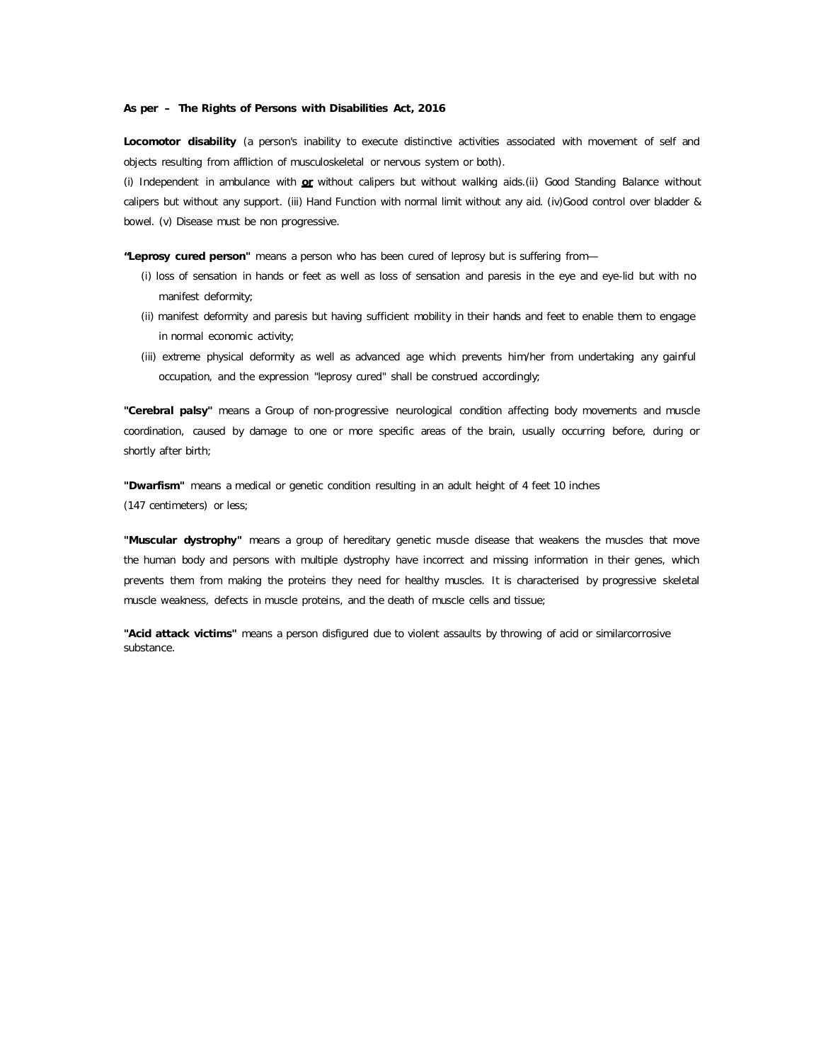**As per – The Rights of Persons with Disabilities Act, 2016**

**Locomotor disability** (a person's inability to execute distinctive activities associated with movement of self and objects resulting from affliction of musculoskeletal or nervous system or both).

(i) Independent in ambulance with **or** without calipers but without walking aids.(ii) Good Standing Balance without calipers but without any support. (iii) Hand Function with normal limit without any aid. (iv)Good control over bladder & bowel. (v) Disease must be non progressive.

**"Leprosy cured person"** means a person who has been cured of leprosy but is suffering from—

- (i) loss of sensation in hands or feet as well as loss of sensation and paresis in the eye and eye-lid but with no manifest deformity;
- (ii) manifest deformity and paresis but having sufficient mobility in their hands and feet to enable them to engage in normal economic activity;
- (iii) extreme physical deformity as well as advanced age which prevents him/her from undertaking any gainful occupation, and the expression "leprosy cured" shall be construed accordingly;

**"Cerebral palsy"** means a Group of non-progressive neurological condition affecting body movements and muscle coordination, caused by damage to one or more specific areas of the brain, usually occurring before, during or shortly after birth;

**"Dwarfism"** means a medical or genetic condition resulting in an adult height of 4 feet 10 inches (147 centimeters) or less;

**"Muscular dystrophy"** means a group of hereditary genetic muscle disease that weakens the muscles that move the human body and persons with multiple dystrophy have incorrect and missing information in their genes, which prevents them from making the proteins they need for healthy muscles. It is characterised by progressive skeletal muscle weakness, defects in muscle proteins, and the death of muscle cells and tissue;

**"Acid attack victims"** means a person disfigured due to violent assaults by throwing of acid or similarcorrosive substance.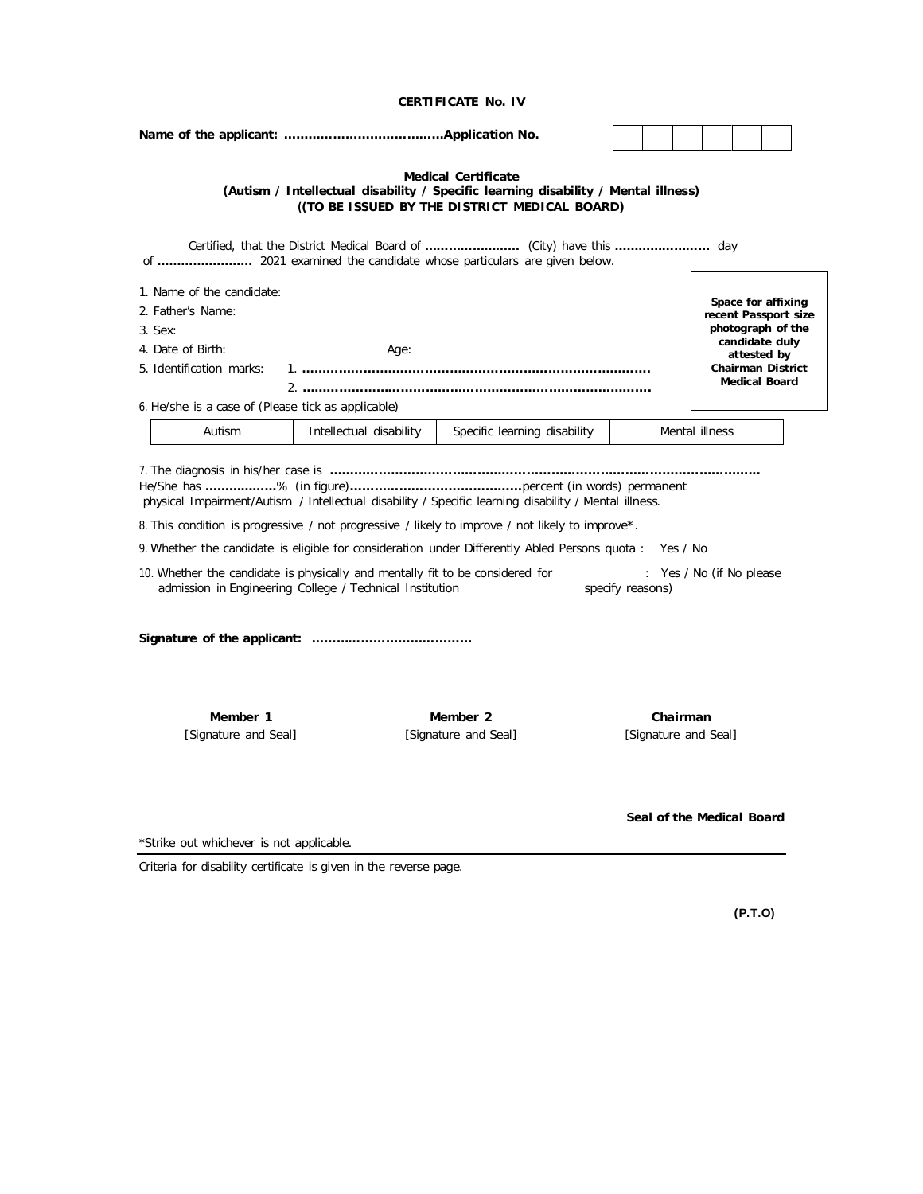**CERTIFICATE No. IV**

**Name of the applicant: ....................................Application No.** | | | | | | |

**Medical Certificate**
**(Autism / Intellectual disability / Specific learning disability / Mental illness)**
**((TO BE ISSUED BY THE DISTRICT MEDICAL BOARD)**

Certified, that the District Medical Board of **......................** (City) have this **......................** day of **......................** 2021 examined the candidate whose particulars are given below.

1. Name of the candidate:
2. Father's Name:
3. Sex:
4. Date of Birth: Age:
5. Identification marks: 1. **..............................................................................**
   2. **..............................................................................**

**Space for affixing recent Passport size photograph of the candidate duly attested by Chairman District Medical Board**

6. He/she is a case of (Please tick as applicable)

| Autism | Intellectual disability | Specific learning disability | Mental illness |
|---|---|---|---|

7. The diagnosis in his/her case is **..........................................................................................................**
He/She has **.................**% (in figure)**..........................................**percent (in words) permanent physical Impairment/Autism / Intellectual disability / Specific learning disability / Mental illness.

8. This condition is progressive / not progressive / likely to improve / not likely to improve*.

9. Whether the candidate is eligible for consideration under Differently Abled Persons quota : Yes / No

10. Whether the candidate is physically and mentally fit to be considered for admission in Engineering College / Technical Institution : Yes / No (if No please specify reasons)

**Signature of the applicant: .......................................**

| **Member 1** | **Member 2** | **Chairman** |
|---|---|---|
| [Signature and Seal] | [Signature and Seal] | [Signature and Seal] |

**Seal of the Medical Board**

*Strike out whichever is not applicable.

Criteria for disability certificate is given in the reverse page.

**(P.T.O)**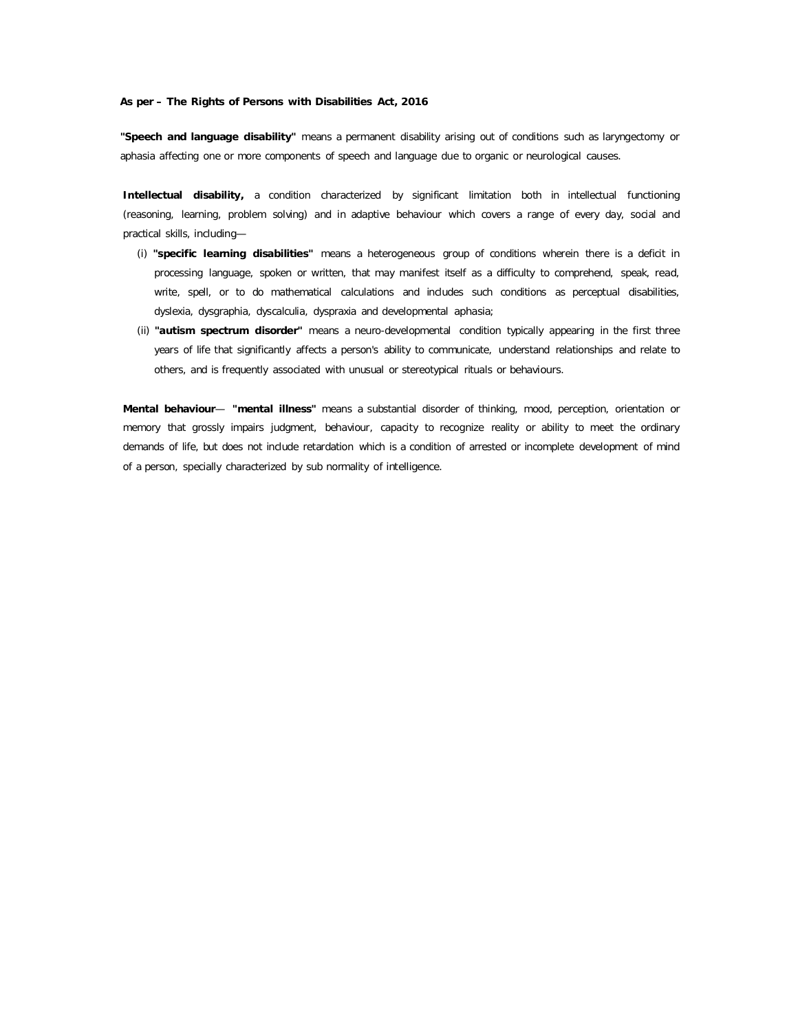**As per – The Rights of Persons with Disabilities Act, 2016**

**"Speech and language disability"** means a permanent disability arising out of conditions such as laryngectomy or aphasia affecting one or more components of speech and language due to organic or neurological causes.

**Intellectual disability,** a condition characterized by significant limitation both in intellectual functioning (reasoning, learning, problem solving) and in adaptive behaviour which covers a range of every day, social and practical skills, including—

(i) **"specific learning disabilities"** means a heterogeneous group of conditions wherein there is a deficit in processing language, spoken or written, that may manifest itself as a difficulty to comprehend, speak, read, write, spell, or to do mathematical calculations and includes such conditions as perceptual disabilities, dyslexia, dysgraphia, dyscalculia, dyspraxia and developmental aphasia;

(ii) **"autism spectrum disorder"** means a neuro-developmental condition typically appearing in the first three years of life that significantly affects a person's ability to communicate, understand relationships and relate to others, and is frequently associated with unusual or stereotypical rituals or behaviours.

**Mental behaviour**— **"mental illness"** means a substantial disorder of thinking, mood, perception, orientation or memory that grossly impairs judgment, behaviour, capacity to recognize reality or ability to meet the ordinary demands of life, but does not include retardation which is a condition of arrested or incomplete development of mind of a person, specially characterized by sub normality of intelligence.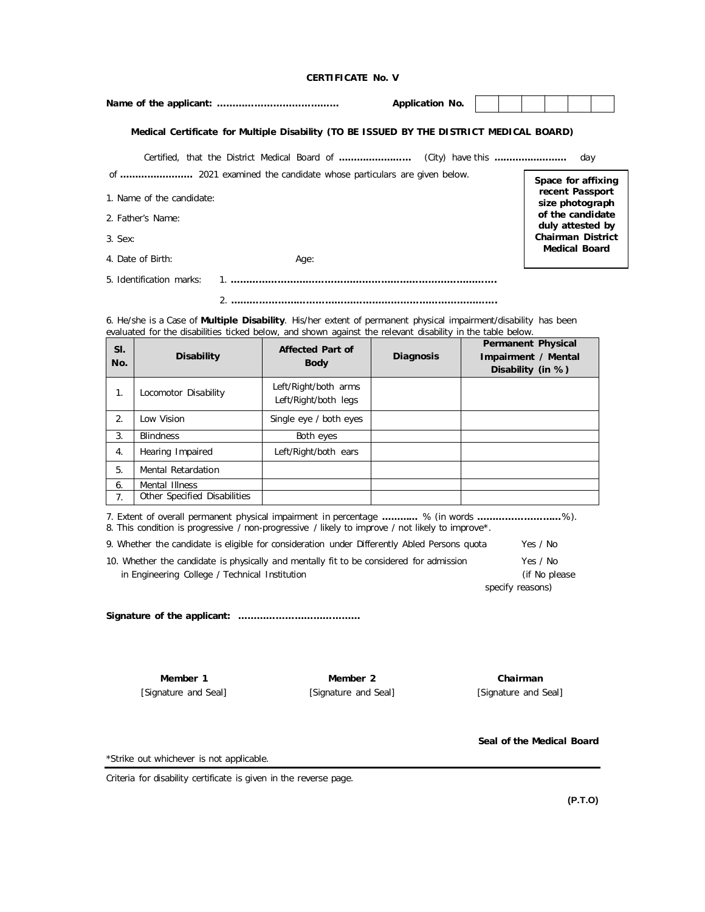**CERTIFICATE No. V**

**Name of the applicant: ……………………………….** **Application No.** | | | | | | |

**Medical Certificate for Multiple Disability (TO BE ISSUED BY THE DISTRICT MEDICAL BOARD)**

Certified, that the District Medical Board of **…………………..** (City) have this **…………………..** day of **…………………..** 2021 examined the candidate whose particulars are given below.

**Space for affixing recent Passport size photograph of the candidate duly attested by Chairman District Medical Board**

1. Name of the candidate:

2. Father's Name:

3. Sex:

4. Date of Birth: Age:

5. Identification marks: 1. **…………………………………………………………………………**

2. **…………………………………………………………………………**

6. He/she is a Case of **Multiple Disability**. His/her extent of permanent physical impairment/disability has been evaluated for the disabilities ticked below, and shown against the relevant disability in the table below.

| Sl. No. | Disability | Affected Part of Body | Diagnosis | Permanent Physical Impairment / Mental Disability (in %) |
|---|---|---|---|---|
| 1. | Locomotor Disability | Left/Right/both arms<br>Left/Right/both legs | | |
| 2. | Low Vision | Single eye / both eyes | | |
| 3. | Blindness | Both eyes | | |
| 4. | Hearing Impaired | Left/Right/both ears | | |
| 5. | Mental Retardation | | | |
| 6. | Mental Illness | | | |
| 7. | Other Specified Disabilities | | | |

7. Extent of overall permanent physical impairment in percentage **………..** % (in words **……………………..**%).
8. This condition is progressive / non-progressive / likely to improve / not likely to improve*.

9. Whether the candidate is eligible for consideration under Differently Abled Persons quota Yes / No

10. Whether the candidate is physically and mentally fit to be considered for admission in Engineering College / Technical Institution Yes / No (if No please specify reasons)

**Signature of the applicant: ……………………………….**

| **Member 1** | **Member 2** | **Chairman** |
|---|---|---|
| [Signature and Seal] | [Signature and Seal] | [Signature and Seal] |

**Seal of the Medical Board**

*Strike out whichever is not applicable.

Criteria for disability certificate is given in the reverse page.

**(P.T.O)**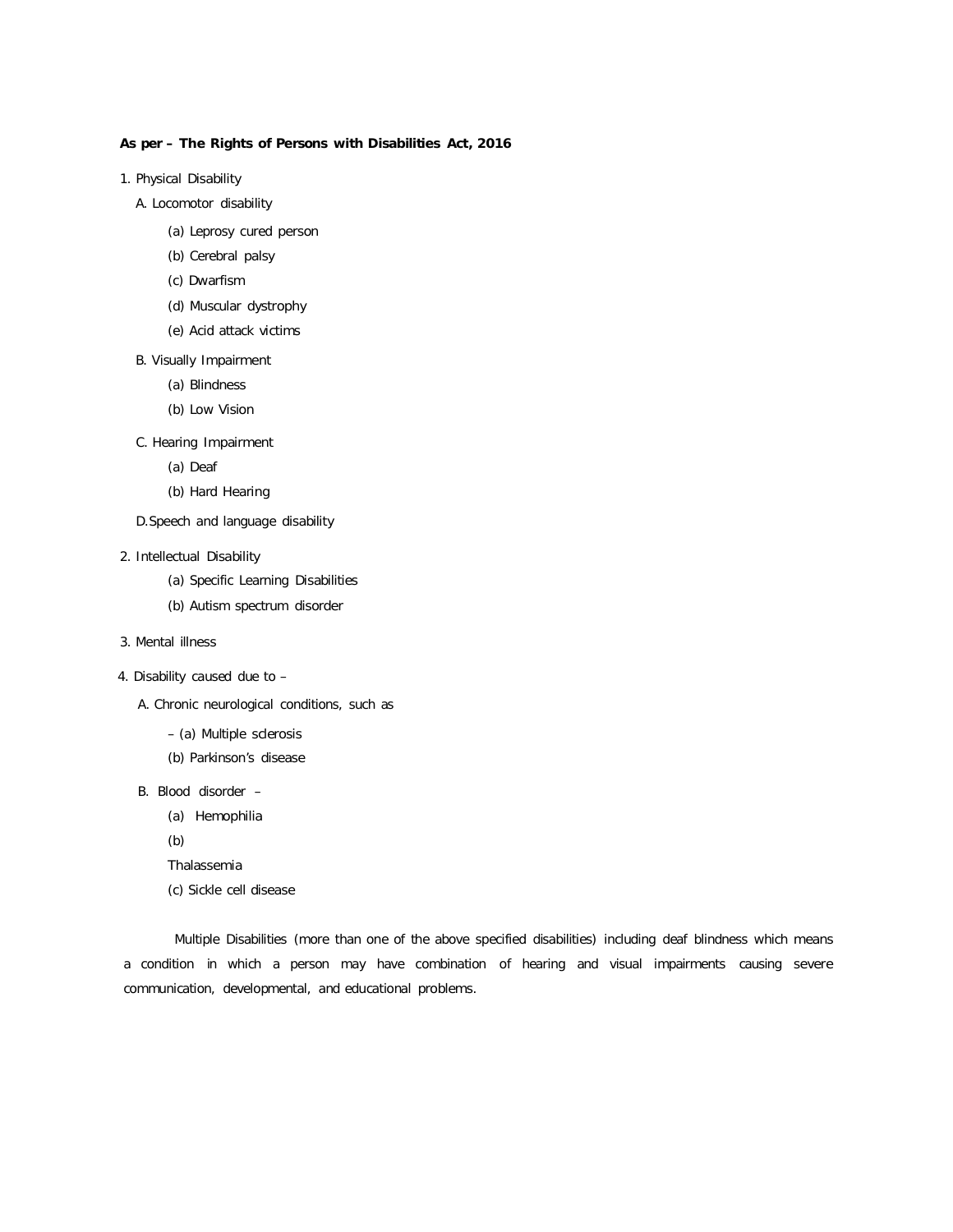**As per – The Rights of Persons with Disabilities Act, 2016**

1. Physical Disability
   - A. Locomotor disability
     - (a) Leprosy cured person
     - (b) Cerebral palsy
     - (c) Dwarfism
     - (d) Muscular dystrophy
     - (e) Acid attack victims
   - B. Visually Impairment
     - (a) Blindness
     - (b) Low Vision
   - C. Hearing Impairment
     - (a) Deaf
     - (b) Hard Hearing
   - D.Speech and language disability
2. Intellectual Disability
   - (a) Specific Learning Disabilities
   - (b) Autism spectrum disorder
3. Mental illness
4. Disability caused due to –
   - A. Chronic neurological conditions, such as
     - – (a) Multiple sclerosis
     - (b) Parkinson's disease
   - B. Blood disorder –
     - (a) Hemophilia
     - (b)

       Thalassemia
     - (c) Sickle cell disease

Multiple Disabilities (more than one of the above specified disabilities) including deaf blindness which means a condition in which a person may have combination of hearing and visual impairments causing severe communication, developmental, and educational problems.